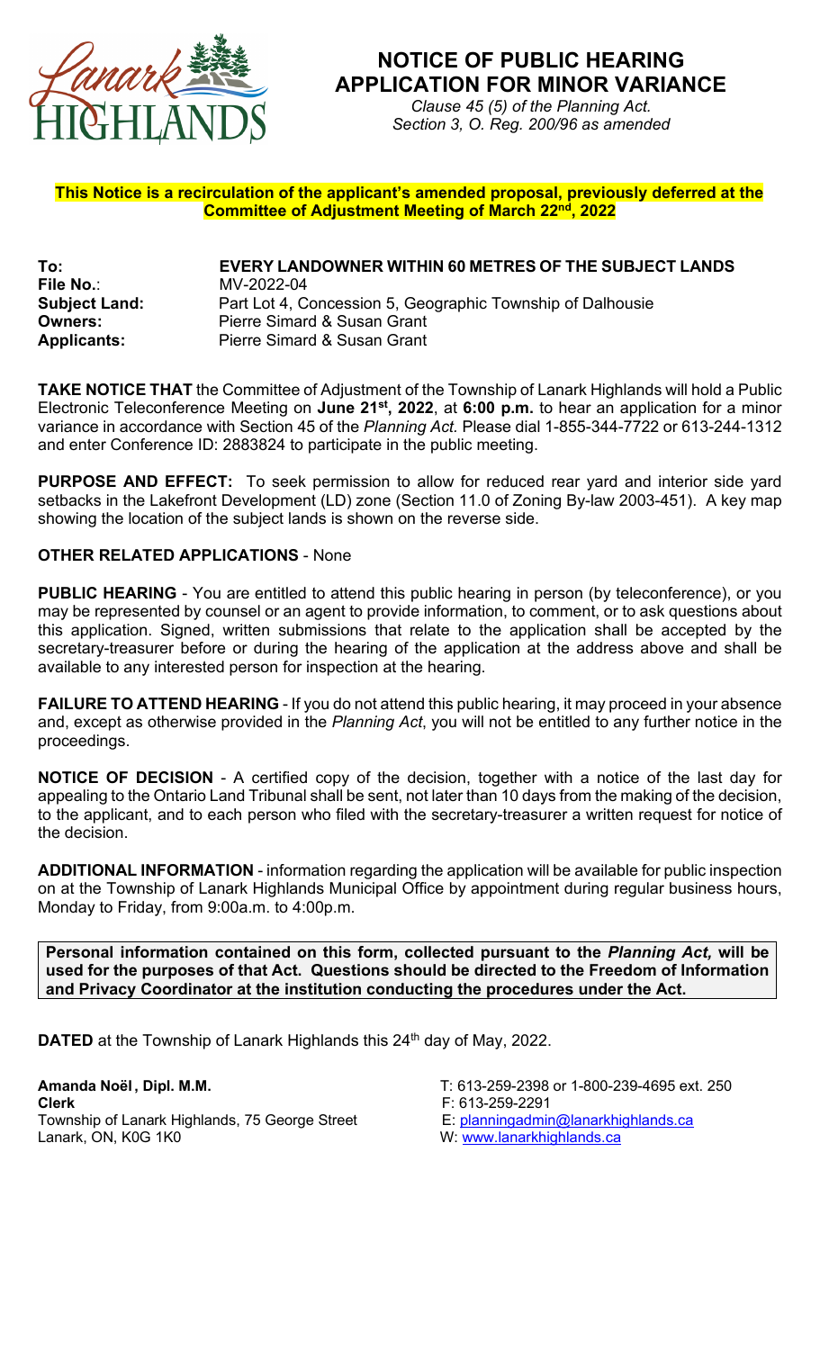# NOTICE OF PUBLIC HEARING
# APPLICATION FOR MINOR VARIANCE

*Clause 45 (5) of the Planning Act.*
*Section 3, O. Reg. 200/96 as amended*

**This Notice is a recirculation of the applicant's amended proposal, previously deferred at the Committee of Adjustment Meeting of March 22nd, 2022**

**To:** **EVERY LANDOWNER WITHIN 60 METRES OF THE SUBJECT LANDS**
**File No.**: MV-2022-04
**Subject Land:** Part Lot 4, Concession 5, Geographic Township of Dalhousie
**Owners:** Pierre Simard & Susan Grant
**Applicants:** Pierre Simard & Susan Grant

**TAKE NOTICE THAT** the Committee of Adjustment of the Township of Lanark Highlands will hold a Public Electronic Teleconference Meeting on **June 21st, 2022**, at **6:00 p.m.** to hear an application for a minor variance in accordance with Section 45 of the *Planning Act.* Please dial 1-855-344-7722 or 613-244-1312 and enter Conference ID: 2883824 to participate in the public meeting.

**PURPOSE AND EFFECT:** To seek permission to allow for reduced rear yard and interior side yard setbacks in the Lakefront Development (LD) zone (Section 11.0 of Zoning By-law 2003-451). A key map showing the location of the subject lands is shown on the reverse side.

**OTHER RELATED APPLICATIONS** - None

**PUBLIC HEARING** - You are entitled to attend this public hearing in person (by teleconference), or you may be represented by counsel or an agent to provide information, to comment, or to ask questions about this application. Signed, written submissions that relate to the application shall be accepted by the secretary-treasurer before or during the hearing of the application at the address above and shall be available to any interested person for inspection at the hearing.

**FAILURE TO ATTEND HEARING** - If you do not attend this public hearing, it may proceed in your absence and, except as otherwise provided in the *Planning Act*, you will not be entitled to any further notice in the proceedings.

**NOTICE OF DECISION** - A certified copy of the decision, together with a notice of the last day for appealing to the Ontario Land Tribunal shall be sent, not later than 10 days from the making of the decision, to the applicant, and to each person who filed with the secretary-treasurer a written request for notice of the decision.

**ADDITIONAL INFORMATION** - information regarding the application will be available for public inspection on at the Township of Lanark Highlands Municipal Office by appointment during regular business hours, Monday to Friday, from 9:00a.m. to 4:00p.m.

**Personal information contained on this form, collected pursuant to the *Planning Act,* will be used for the purposes of that Act. Questions should be directed to the Freedom of Information and Privacy Coordinator at the institution conducting the procedures under the Act.**

**DATED** at the Township of Lanark Highlands this 24th day of May, 2022.

**Amanda Noël, Dipl. M.M.**
**Clerk**
Township of Lanark Highlands, 75 George Street
Lanark, ON, K0G 1K0

T: 613-259-2398 or 1-800-239-4695 ext. 250
F: 613-259-2291
E: planningadmin@lanarkhighlands.ca
W: www.lanarkhighlands.ca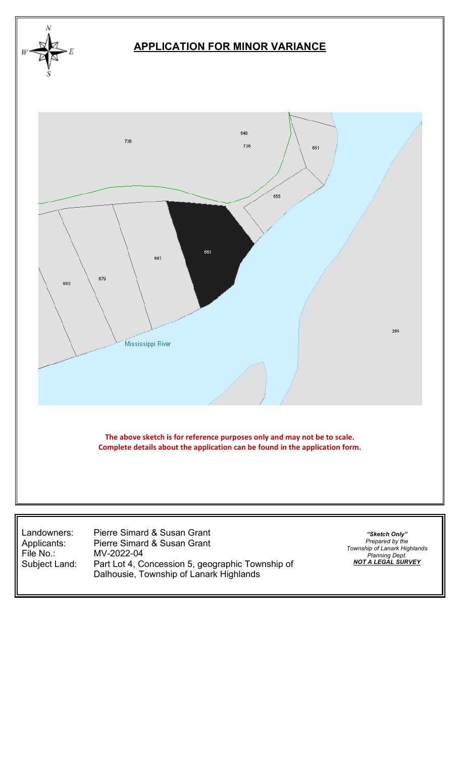## APPLICATION FOR MINOR VARIANCE

N
W
E
S

736
648
736
651
655
661
667
679
683
Mississippi River
268

**The above sketch is for reference purposes only and may not be to scale.**
**Complete details about the application can be found in the application form.**

| | |
|---|---|
| Landowners: | Pierre Simard & Susan Grant |
| Applicants: | Pierre Simard & Susan Grant |
| File No.: | MV-2022-04 |
| Subject Land: | Part Lot 4, Concession 5, geographic Township of Dalhousie, Township of Lanark Highlands |

***"Sketch Only"***
*Prepared by the Township of Lanark Highlands Planning Dept.*
***NOT A LEGAL SURVEY***